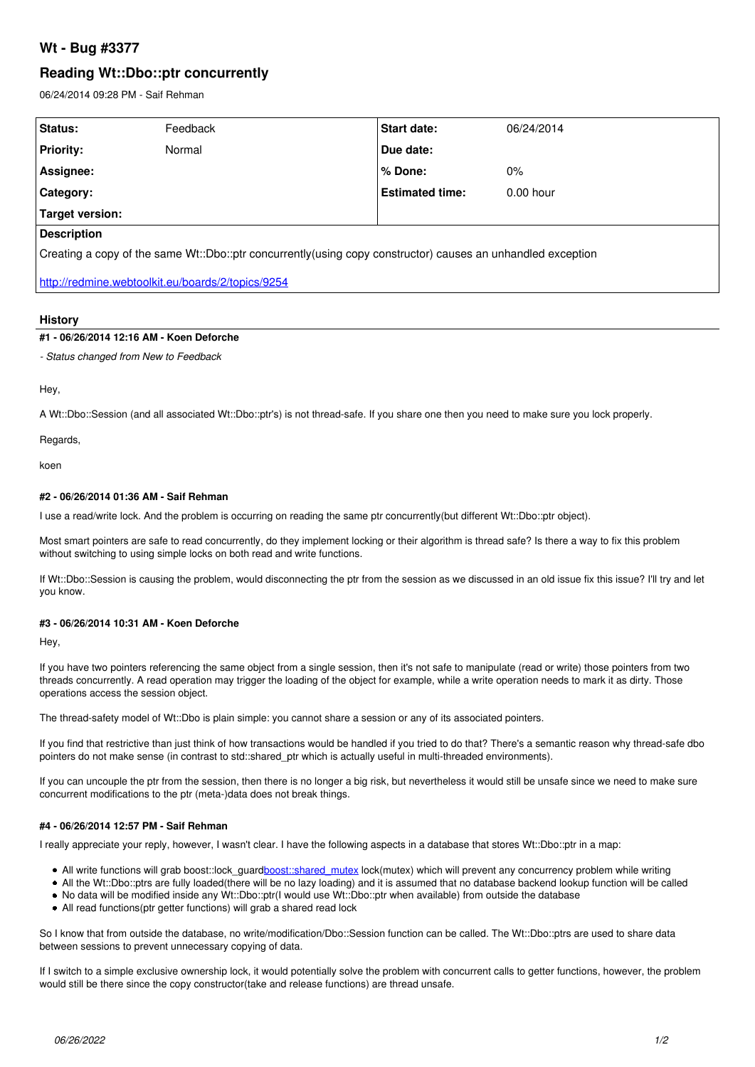# Wt - Bug #3377

## Reading Wt::Dbo::ptr concurrently

06/24/2014 09:28 PM - Saif Rehman

| | | | |
|---|---|---|---|
| **Status:** | Feedback | **Start date:** | 06/24/2014 |
| **Priority:** | Normal | **Due date:** | |
| **Assignee:** | | **% Done:** | 0% |
| **Category:** | | **Estimated time:** | 0.00 hour |
| **Target version:** | | | |

**Description**

Creating a copy of the same Wt::Dbo::ptr concurrently(using copy constructor) causes an unhandled exception

http://redmine.webtoolkit.eu/boards/2/topics/9254

### History

#### #1 - 06/26/2014 12:16 AM - Koen Deforche

*- Status changed from New to Feedback*

Hey,

A Wt::Dbo::Session (and all associated Wt::Dbo::ptr's) is not thread-safe. If you share one then you need to make sure you lock properly.

Regards,

koen

#### #2 - 06/26/2014 01:36 AM - Saif Rehman

I use a read/write lock. And the problem is occurring on reading the same ptr concurrently(but different Wt::Dbo::ptr object).

Most smart pointers are safe to read concurrently, do they implement locking or their algorithm is thread safe? Is there a way to fix this problem without switching to using simple locks on both read and write functions.

If Wt::Dbo::Session is causing the problem, would disconnecting the ptr from the session as we discussed in an old issue fix this issue? I'll try and let you know.

#### #3 - 06/26/2014 10:31 AM - Koen Deforche

Hey,

If you have two pointers referencing the same object from a single session, then it's not safe to manipulate (read or write) those pointers from two threads concurrently. A read operation may trigger the loading of the object for example, while a write operation needs to mark it as dirty. Those operations access the session object.

The thread-safety model of Wt::Dbo is plain simple: you cannot share a session or any of its associated pointers.

If you find that restrictive than just think of how transactions would be handled if you tried to do that? There's a semantic reason why thread-safe dbo pointers do not make sense (in contrast to std::shared_ptr which is actually useful in multi-threaded environments).

If you can uncouple the ptr from the session, then there is no longer a big risk, but nevertheless it would still be unsafe since we need to make sure concurrent modifications to the ptr (meta-)data does not break things.

#### #4 - 06/26/2014 12:57 PM - Saif Rehman

I really appreciate your reply, however, I wasn't clear. I have the following aspects in a database that stores Wt::Dbo::ptr in a map:

- All write functions will grab boost::lock_guardboost::shared_mutex lock(mutex) which will prevent any concurrency problem while writing
- All the Wt::Dbo::ptrs are fully loaded(there will be no lazy loading) and it is assumed that no database backend lookup function will be called
- No data will be modified inside any Wt::Dbo::ptr(I would use Wt::Dbo::ptr when available) from outside the database
- All read functions(ptr getter functions) will grab a shared read lock

So I know that from outside the database, no write/modification/Dbo::Session function can be called. The Wt::Dbo::ptrs are used to share data between sessions to prevent unnecessary copying of data.

If I switch to a simple exclusive ownership lock, it would potentially solve the problem with concurrent calls to getter functions, however, the problem would still be there since the copy constructor(take and release functions) are thread unsafe.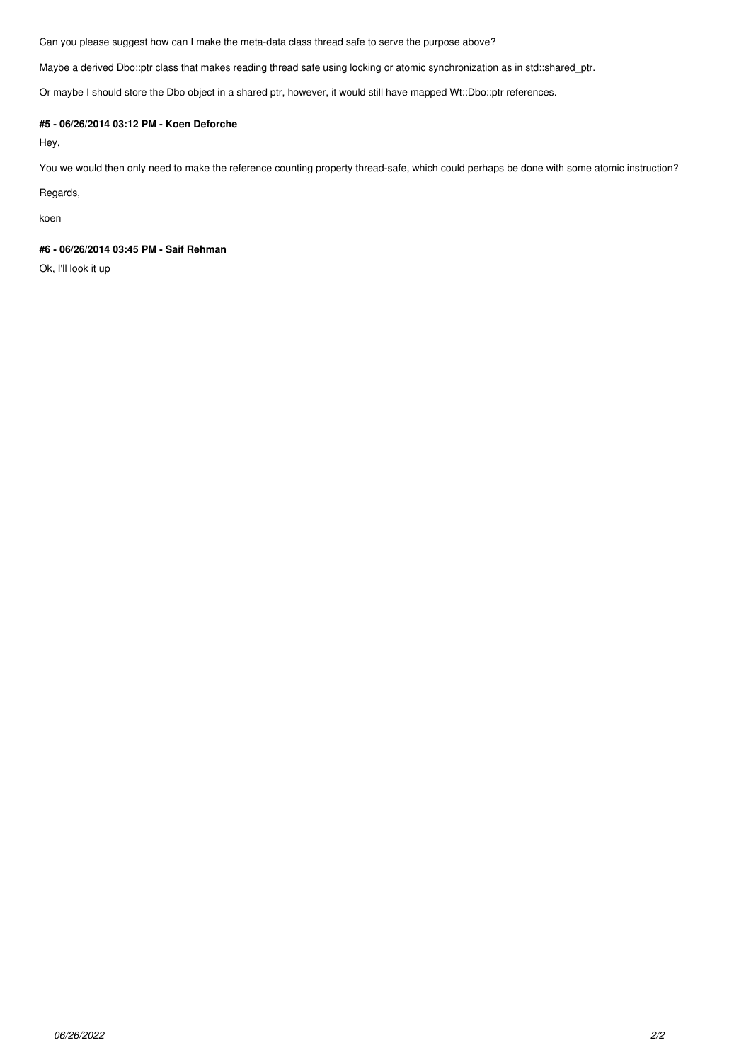Can you please suggest how can I make the meta-data class thread safe to serve the purpose above?

Maybe a derived Dbo::ptr class that makes reading thread safe using locking or atomic synchronization as in std::shared_ptr.

Or maybe I should store the Dbo object in a shared ptr, however, it would still have mapped Wt::Dbo::ptr references.

#### #5 - 06/26/2014 03:12 PM - Koen Deforche

Hey,

You we would then only need to make the reference counting property thread-safe, which could perhaps be done with some atomic instruction?

Regards,

koen

#### #6 - 06/26/2014 03:45 PM - Saif Rehman

Ok, I'll look it up